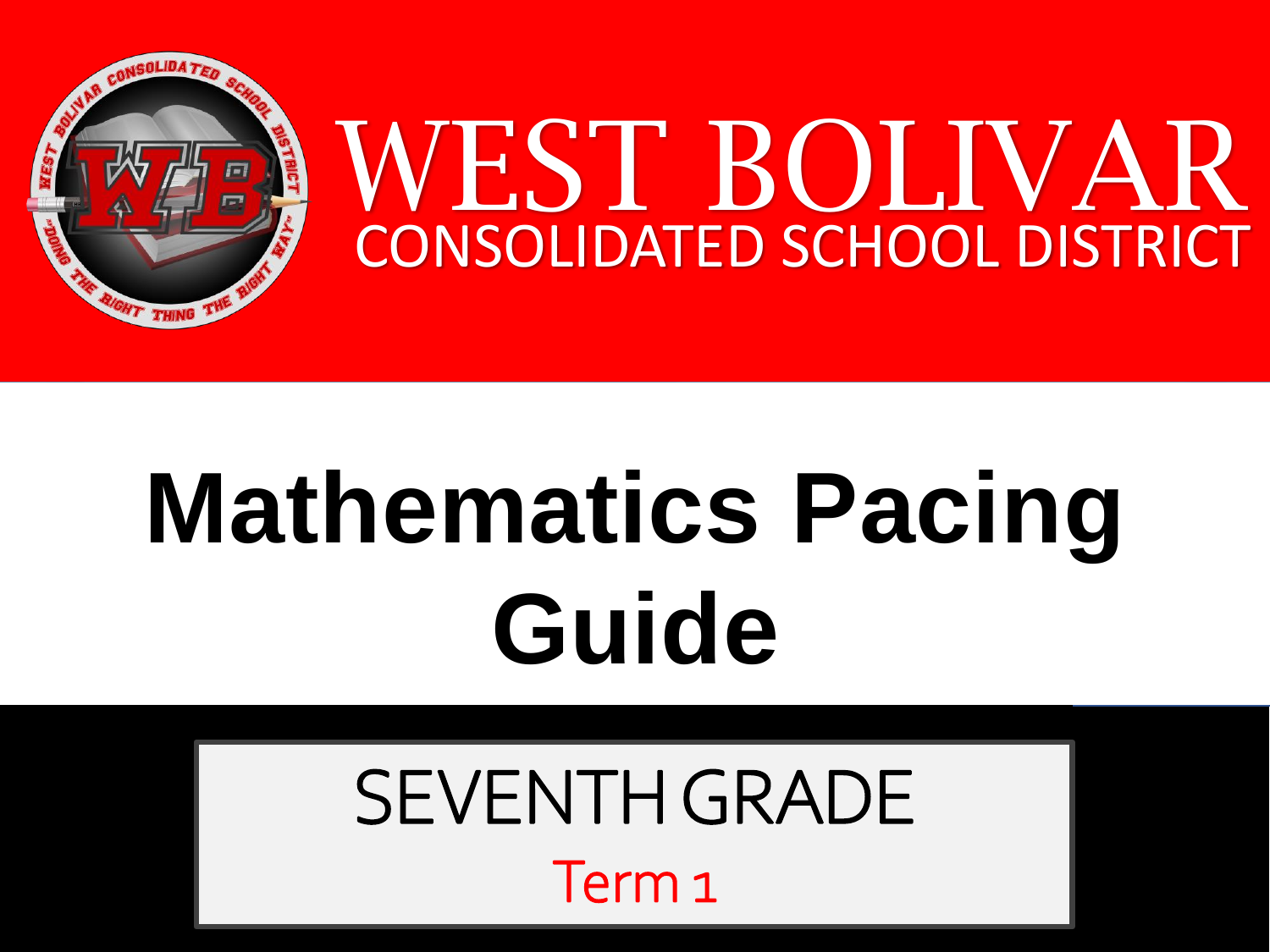# WEST BOLIVAR

## CONSOLIDATED SCHOOL DISTRICT

# Mathematics Pacing Guide

## SEVENTH GRADE

Term 1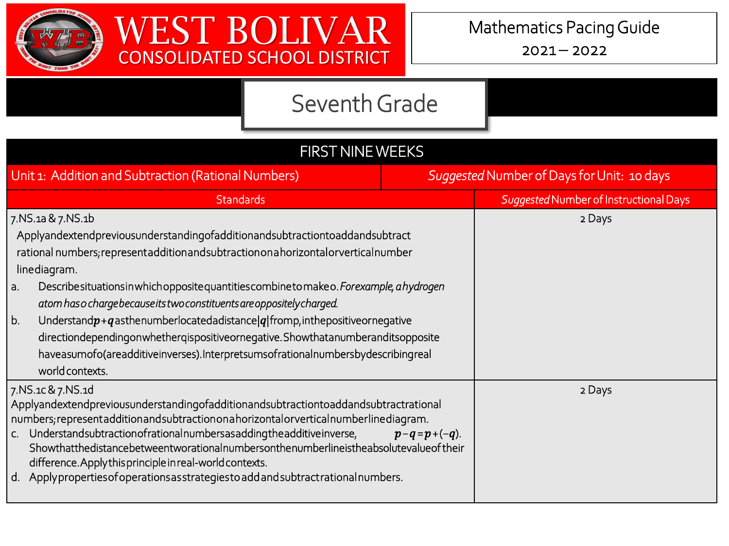# WEST BOLIVAR CONSOLIDATED SCHOOL DISTRICT

Mathematics Pacing Guide
2021 – 2022

## Seventh Grade

| FIRST NINE WEEKS | |
|---|---|
| Unit 1: Addition and Subtraction (Rational Numbers) | *Suggested* Number of Days for Unit: 10 days |
| **Standards** | ***Suggested* Number of Instructional Days** |
| 7.NS.1a & 7.NS.1b<br>Apply and extend previous understanding of addition and subtraction to add and subtract rational numbers; represent addition and subtraction on a horizontal or vertical number line diagram.<br>a. Describe situations in which opposite quantities combine to make 0. *For example, a hydrogen atom has 0 charge because its two constituents are oppositely charged.*<br>b. Understand $p+q$ as the number located a distance $\|q\|$ from p, in the positive or negative direction depending on whether q is positive or negative. Show that a number and its opposite have a sum of 0 (are additive inverses). Interpret sums of rational numbers by describing real world contexts. | 2 Days |
| 7.NS.1c & 7.NS.1d<br>Apply and extend previous understanding of addition and subtraction to add and subtract rational numbers; represent addition and subtraction on a horizontal or vertical number line diagram.<br>c. Understand subtraction of rational numbers as adding the additive inverse, $p-q=p+(-q)$. Show that the distance between two rational numbers on the number line is the absolute value of their difference. Apply this principle in real-world contexts.<br>d. Apply properties of operations as strategies to add and subtract rational numbers. | 2 Days |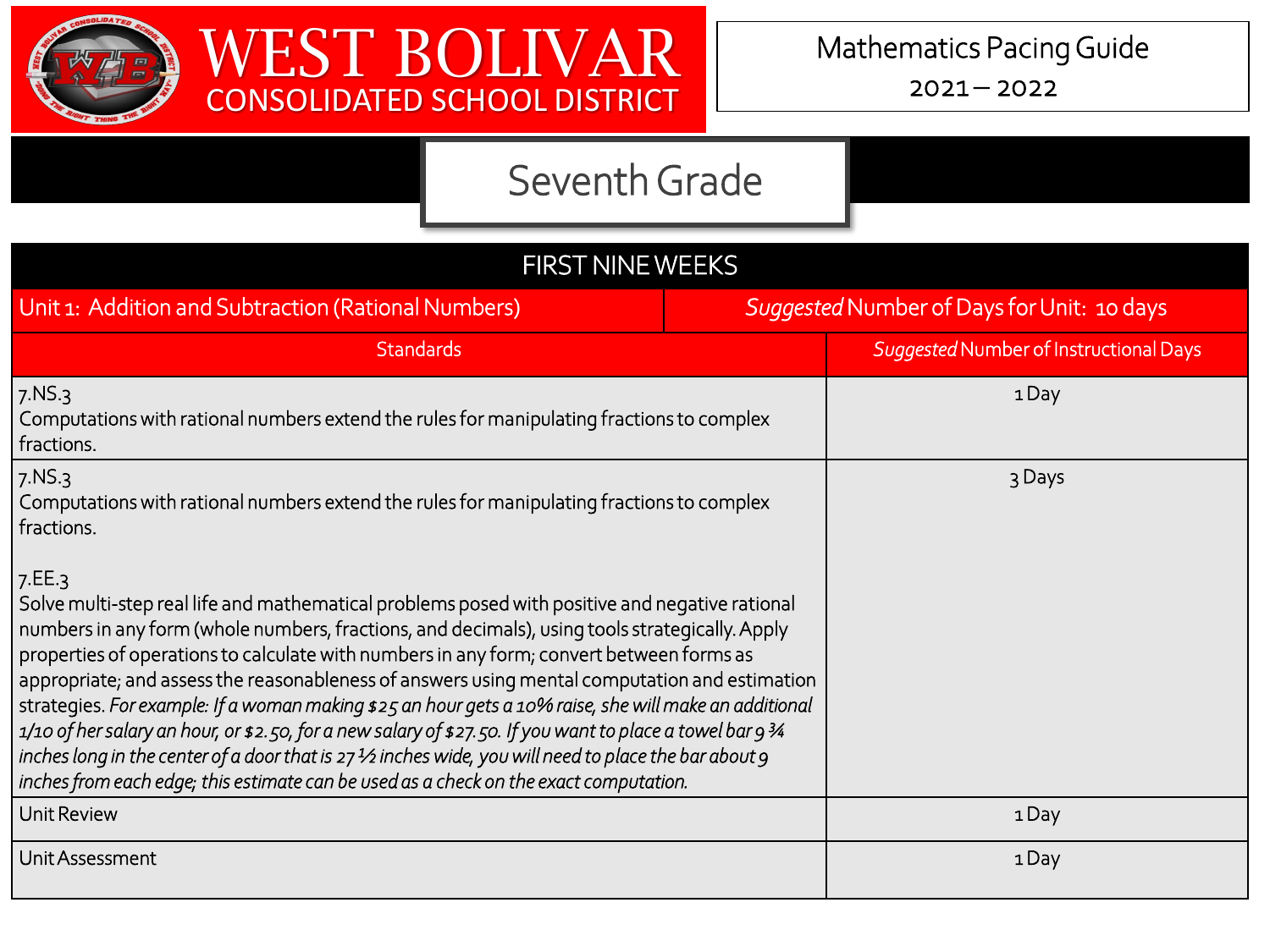# WEST BOLIVAR CONSOLIDATED SCHOOL DISTRICT

Mathematics Pacing Guide
2021 – 2022

## Seventh Grade

| FIRST NINE WEEKS | |
|---|---|
| Unit 1: Addition and Subtraction (Rational Numbers) | *Suggested* Number of Days for Unit: 10 days |
| Standards | *Suggested* Number of Instructional Days |
| 7.NS.3<br>Computations with rational numbers extend the rules for manipulating fractions to complex fractions. | 1 Day |
| 7.NS.3<br>Computations with rational numbers extend the rules for manipulating fractions to complex fractions.<br><br>7.EE.3<br>Solve multi-step real life and mathematical problems posed with positive and negative rational numbers in any form (whole numbers, fractions, and decimals), using tools strategically. Apply properties of operations to calculate with numbers in any form; convert between forms as appropriate; and assess the reasonableness of answers using mental computation and estimation strategies. *For example: If a woman making $25 an hour gets a 10% raise, she will make an additional 1/10 of her salary an hour, or $2.50, for a new salary of $27.50. If you want to place a towel bar 9 ¾ inches long in the center of a door that is 27 ½ inches wide, you will need to place the bar about 9 inches from each edge; this estimate can be used as a check on the exact computation.* | 3 Days |
| Unit Review | 1 Day |
| Unit Assessment | 1 Day |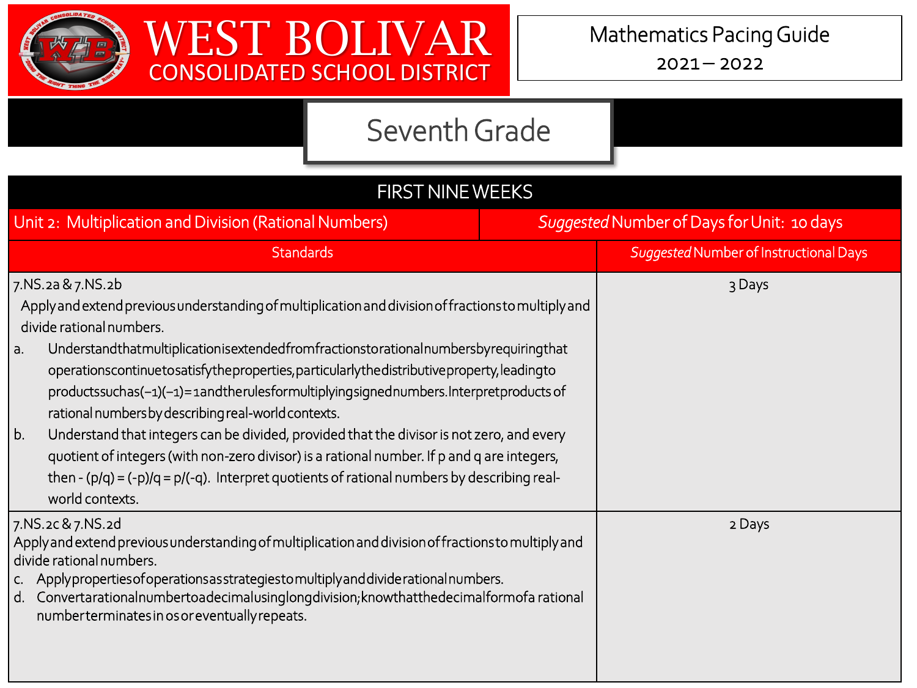# WEST BOLIVAR CONSOLIDATED SCHOOL DISTRICT

Mathematics Pacing Guide 2021 – 2022

## Seventh Grade

| FIRST NINE WEEKS | |
|---|---|
| Unit 2: Multiplication and Division (Rational Numbers) | *Suggested* Number of Days for Unit: 10 days |
| Standards | *Suggested* Number of Instructional Days |
| 7.NS.2a & 7.NS.2b<br>Apply and extend previous understanding of multiplication and division of fractions to multiply and divide rational numbers.<br>a. Understand that multiplication is extended from fractions to rational numbers by requiring that operations continue to satisfy the properties, particularly the distributive property, leading to products such as $(-1)(-1) = 1$ and the rules for multiplying signed numbers. Interpret products of rational numbers by describing real-world contexts.<br>b. Understand that integers can be divided, provided that the divisor is not zero, and every quotient of integers (with non-zero divisor) is a rational number. If p and q are integers, then $-(p/q) = (-p)/q = p/(-q)$. Interpret quotients of rational numbers by describing real-world contexts. | 3 Days |
| 7.NS.2c & 7.NS.2d<br>Apply and extend previous understanding of multiplication and division of fractions to multiply and divide rational numbers.<br>c. Apply properties of operations as strategies to multiply and divide rational numbers.<br>d. Convert a rational number to a decimal using long division; know that the decimal form of a rational number terminates in 0s or eventually repeats. | 2 Days |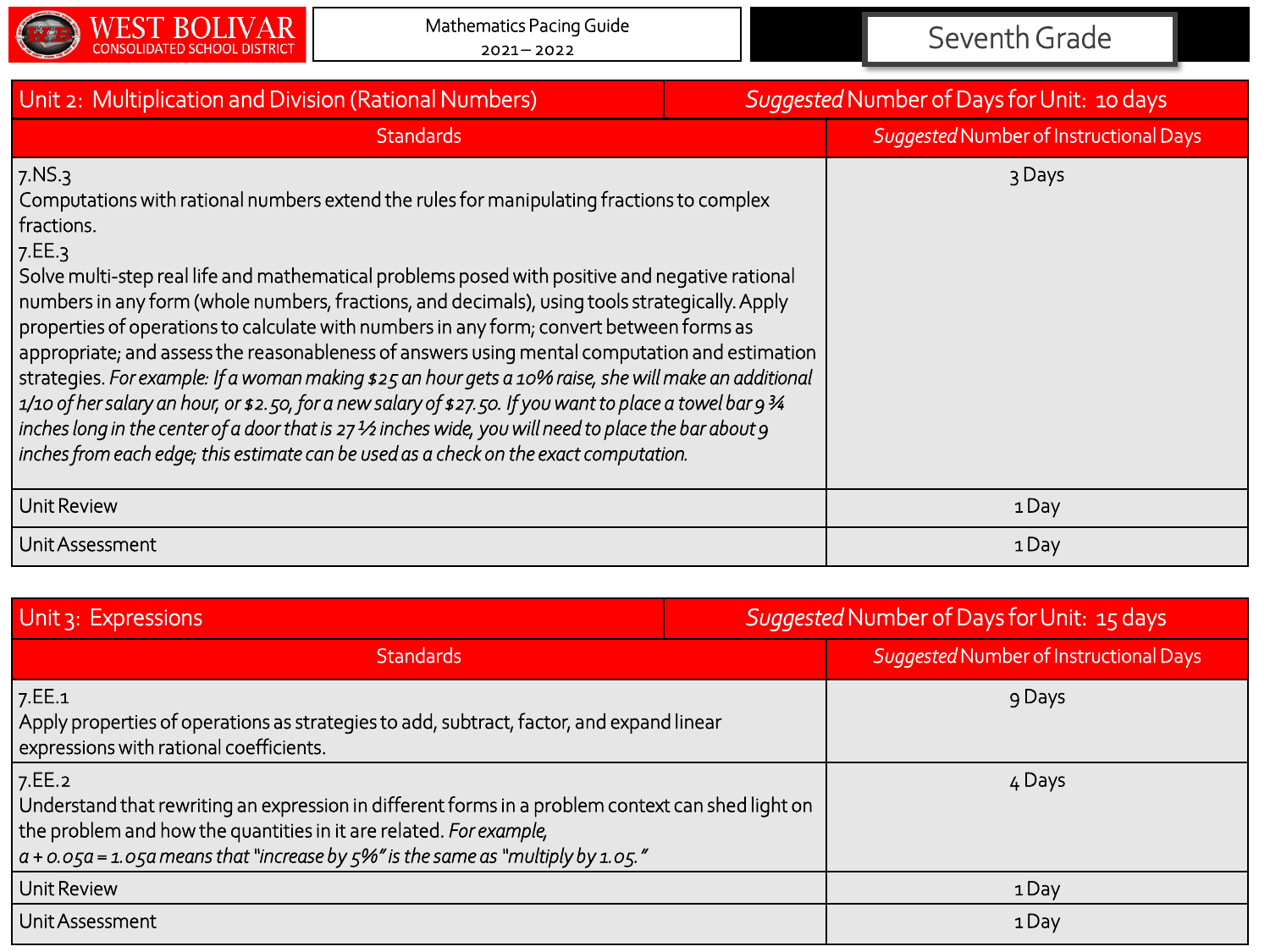| Unit 2: Multiplication and Division (Rational Numbers) | *Suggested* Number of Days for Unit: 10 days |
|---|---|
| **Standards** | ***Suggested* Number of Instructional Days** |
| 7.NS.3<br>Computations with rational numbers extend the rules for manipulating fractions to complex fractions.<br>7.EE.3<br>Solve multi-step real life and mathematical problems posed with positive and negative rational numbers in any form (whole numbers, fractions, and decimals), using tools strategically. Apply properties of operations to calculate with numbers in any form; convert between forms as appropriate; and assess the reasonableness of answers using mental computation and estimation strategies. *For example: If a woman making $25 an hour gets a 10% raise, she will make an additional 1/10 of her salary an hour, or $2.50, for a new salary of $27.50. If you want to place a towel bar 9 ¾ inches long in the center of a door that is 27 ½ inches wide, you will need to place the bar about 9 inches from each edge; this estimate can be used as a check on the exact computation.* | 3 Days |
| Unit Review | 1 Day |
| Unit Assessment | 1 Day |

| Unit 3: Expressions | *Suggested* Number of Days for Unit: 15 days |
|---|---|
| **Standards** | ***Suggested* Number of Instructional Days** |
| 7.EE.1<br>Apply properties of operations as strategies to add, subtract, factor, and expand linear expressions with rational coefficients. | 9 Days |
| 7.EE.2<br>Understand that rewriting an expression in different forms in a problem context can shed light on the problem and how the quantities in it are related. *For example,* $a + 0.05a = 1.05a$ *means that "increase by 5%" is the same as "multiply by 1.05."* | 4 Days |
| Unit Review | 1 Day |
| Unit Assessment | 1 Day |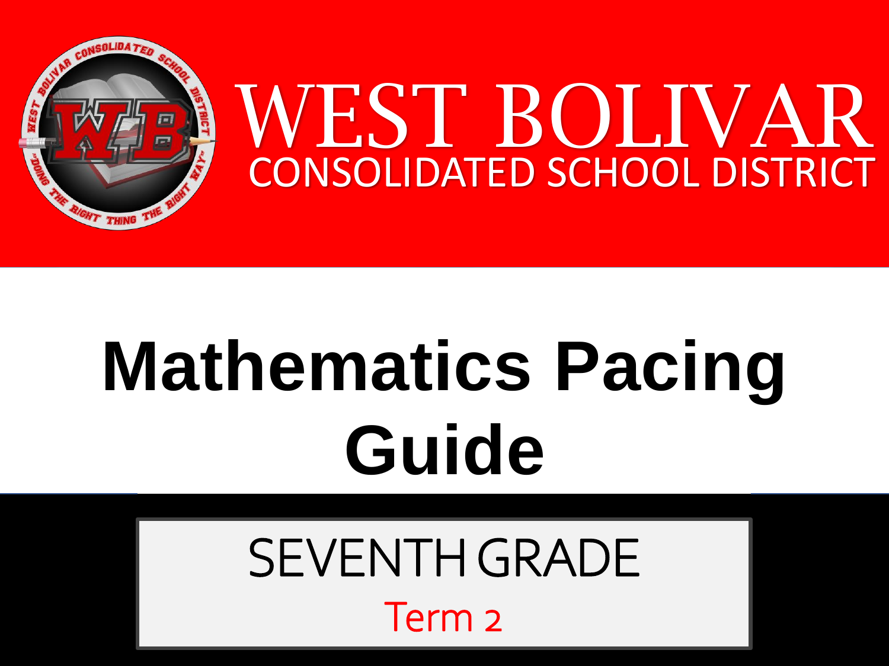# WEST BOLIVAR

## CONSOLIDATED SCHOOL DISTRICT

# Mathematics Pacing Guide

## SEVENTH GRADE

Term 2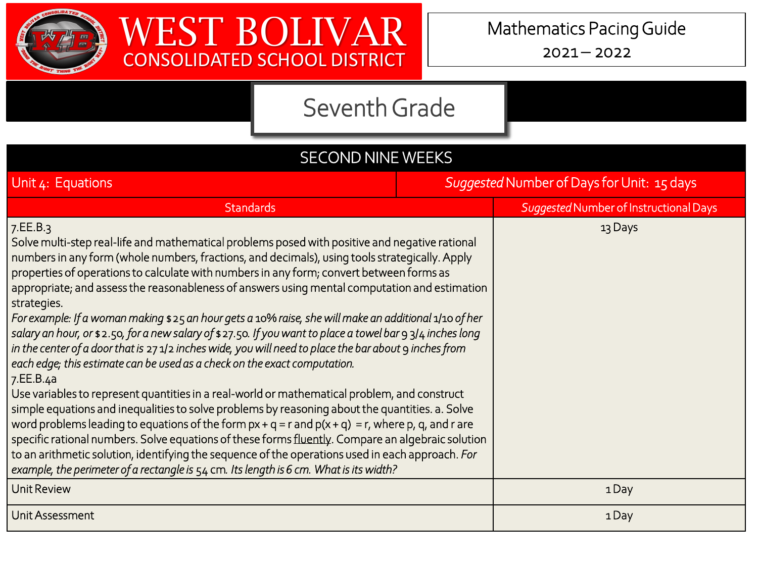# WEST BOLIVAR CONSOLIDATED SCHOOL DISTRICT

Mathematics Pacing Guide

2021 – 2022

## Seventh Grade

| SECOND NINE WEEKS | |
|---|---|
| Unit 4: Equations | *Suggested* Number of Days for Unit: 15 days |
| Standards | *Suggested* Number of Instructional Days |
| 7.EE.B.3<br>Solve multi-step real-life and mathematical problems posed with positive and negative rational numbers in any form (whole numbers, fractions, and decimals), using tools strategically. Apply properties of operations to calculate with numbers in any form; convert between forms as appropriate; and assess the reasonableness of answers using mental computation and estimation strategies.<br>*For example: If a woman making $25 an hour gets a 10% raise, she will make an additional 1/10 of her salary an hour, or $2.50, for a new salary of $27.50. If you want to place a towel bar 9 3/4 inches long in the center of a door that is 27 1/2 inches wide, you will need to place the bar about 9 inches from each edge; this estimate can be used as a check on the exact computation.*<br>7.EE.B.4a<br>Use variables to represent quantities in a real-world or mathematical problem, and construct simple equations and inequalities to solve problems by reasoning about the quantities. a. Solve word problems leading to equations of the form $px + q = r$ and $p(x + q) = r$, where p, q, and r are specific rational numbers. Solve equations of these forms fluently. Compare an algebraic solution to an arithmetic solution, identifying the sequence of the operations used in each approach. *For example, the perimeter of a rectangle is 54 cm. Its length is 6 cm. What is its width?* | 13 Days |
| Unit Review | 1 Day |
| Unit Assessment | 1 Day |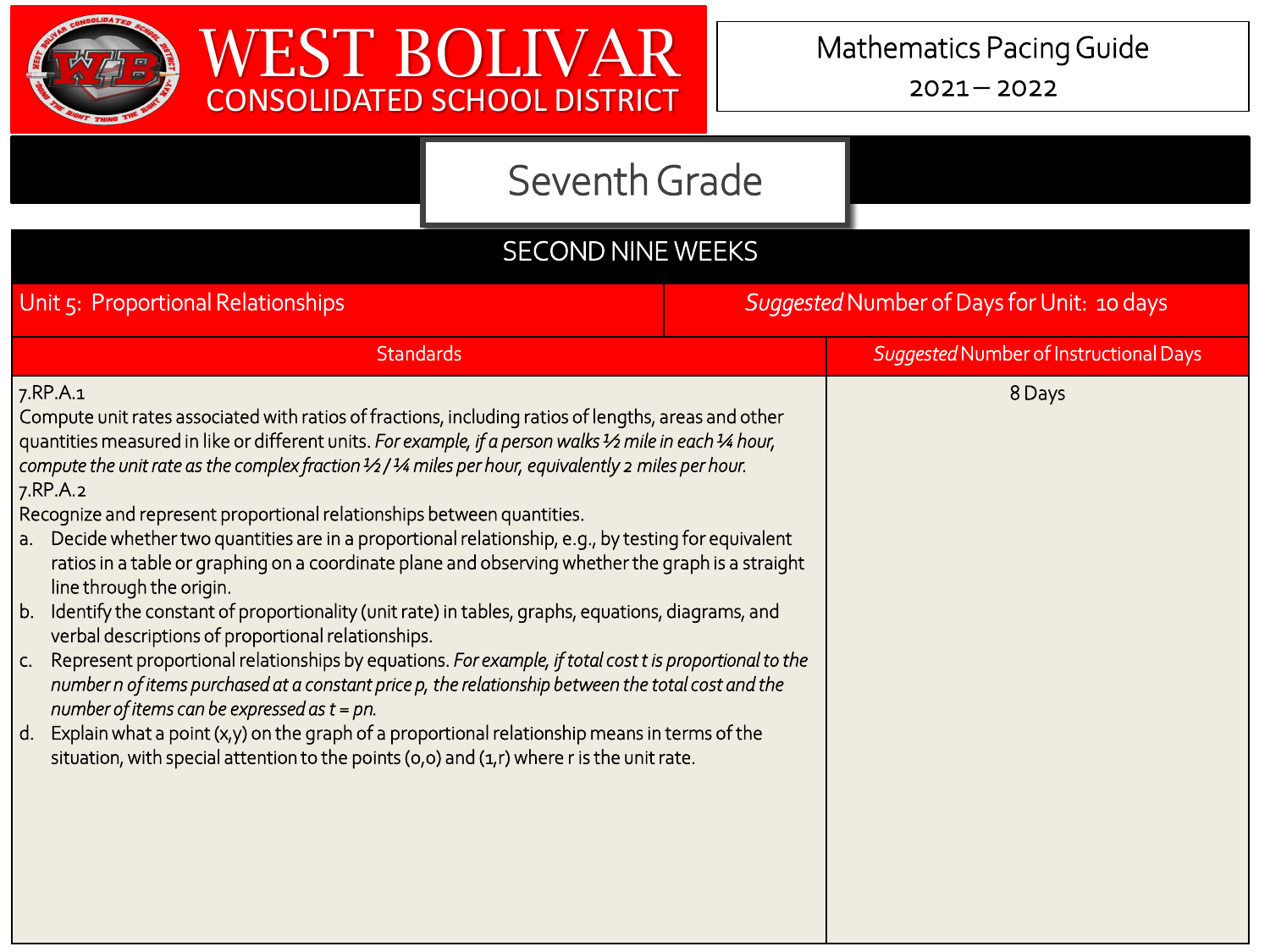# WEST BOLIVAR CONSOLIDATED SCHOOL DISTRICT

Mathematics Pacing Guide
2021 – 2022

## Seventh Grade

### SECOND NINE WEEKS

| Unit 5: Proportional Relationships | *Suggested* Number of Days for Unit: 10 days |
|---|---|
| **Standards** | ***Suggested* Number of Instructional Days** |
| 7.RP.A.1<br>Compute unit rates associated with ratios of fractions, including ratios of lengths, areas and other quantities measured in like or different units. *For example, if a person walks ½ mile in each ¼ hour, compute the unit rate as the complex fraction ½ / ¼ miles per hour, equivalently 2 miles per hour.*<br>7.RP.A.2<br>Recognize and represent proportional relationships between quantities.<br>a. Decide whether two quantities are in a proportional relationship, e.g., by testing for equivalent ratios in a table or graphing on a coordinate plane and observing whether the graph is a straight line through the origin.<br>b. Identify the constant of proportionality (unit rate) in tables, graphs, equations, diagrams, and verbal descriptions of proportional relationships.<br>c. Represent proportional relationships by equations. *For example, if total cost t is proportional to the number n of items purchased at a constant price p, the relationship between the total cost and the number of items can be expressed as t = pn.*<br>d. Explain what a point (x,y) on the graph of a proportional relationship means in terms of the situation, with special attention to the points (0,0) and (1,r) where r is the unit rate. | 8 Days |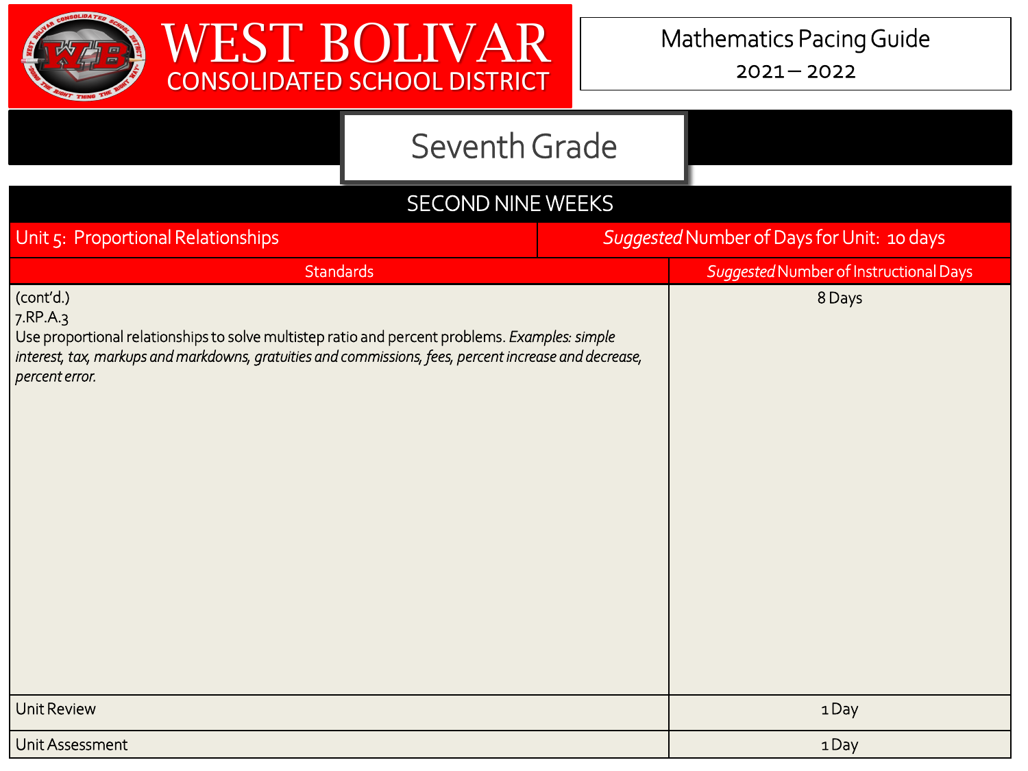# WEST BOLIVAR CONSOLIDATED SCHOOL DISTRICT

Mathematics Pacing Guide
2021 – 2022

## Seventh Grade

| SECOND NINE WEEKS | |
|---|---|
| Unit 5: Proportional Relationships | *Suggested* Number of Days for Unit: 10 days |
| Standards | *Suggested* Number of Instructional Days |
| (cont'd.)<br>7.RP.A.3<br>Use proportional relationships to solve multistep ratio and percent problems. *Examples: simple interest, tax, markups and markdowns, gratuities and commissions, fees, percent increase and decrease, percent error.* | 8 Days |
| Unit Review | 1 Day |
| Unit Assessment | 1 Day |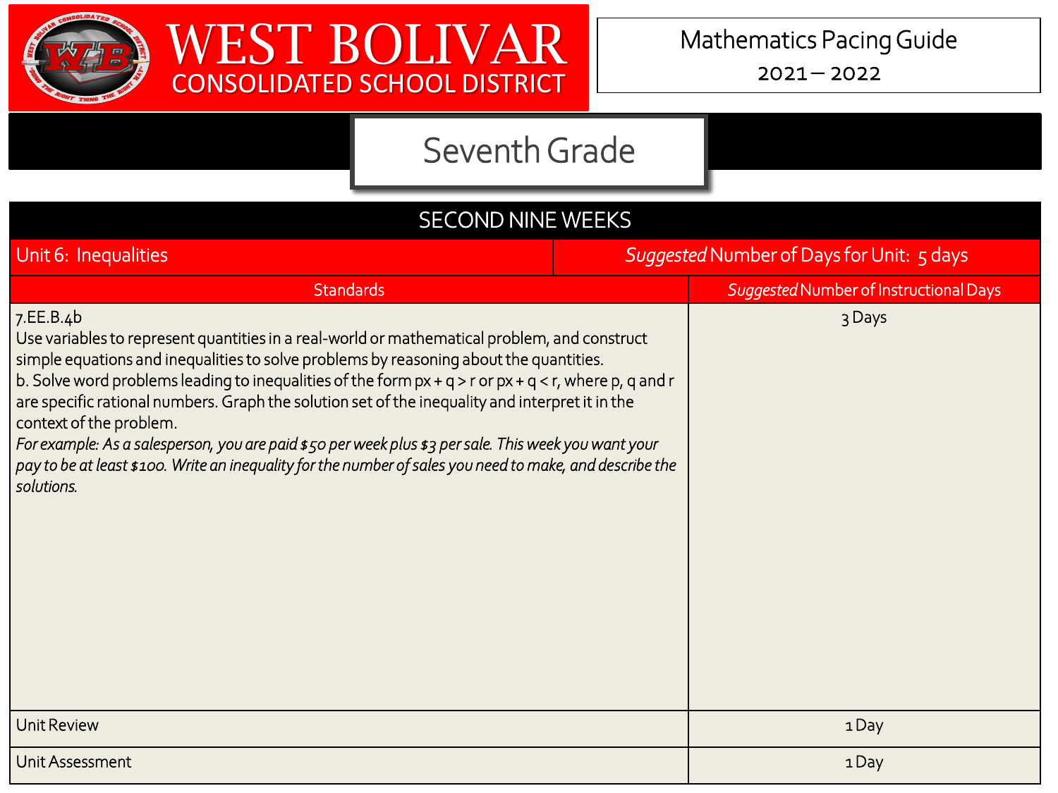# WEST BOLIVAR CONSOLIDATED SCHOOL DISTRICT

Mathematics Pacing Guide
2021 – 2022

## Seventh Grade

| SECOND NINE WEEKS | |
|---|---|
| Unit 6: Inequalities | *Suggested* Number of Days for Unit: 5 days |
| **Standards** | ***Suggested* Number of Instructional Days** |
| 7.EE.B.4b<br>Use variables to represent quantities in a real-world or mathematical problem, and construct simple equations and inequalities to solve problems by reasoning about the quantities.<br>b. Solve word problems leading to inequalities of the form $px + q > r$ or $px + q < r$, where p, q and r are specific rational numbers. Graph the solution set of the inequality and interpret it in the context of the problem.<br>*For example: As a salesperson, you are paid $50 per week plus $3 per sale. This week you want your pay to be at least $100. Write an inequality for the number of sales you need to make, and describe the solutions.* | 3 Days |
| Unit Review | 1 Day |
| Unit Assessment | 1 Day |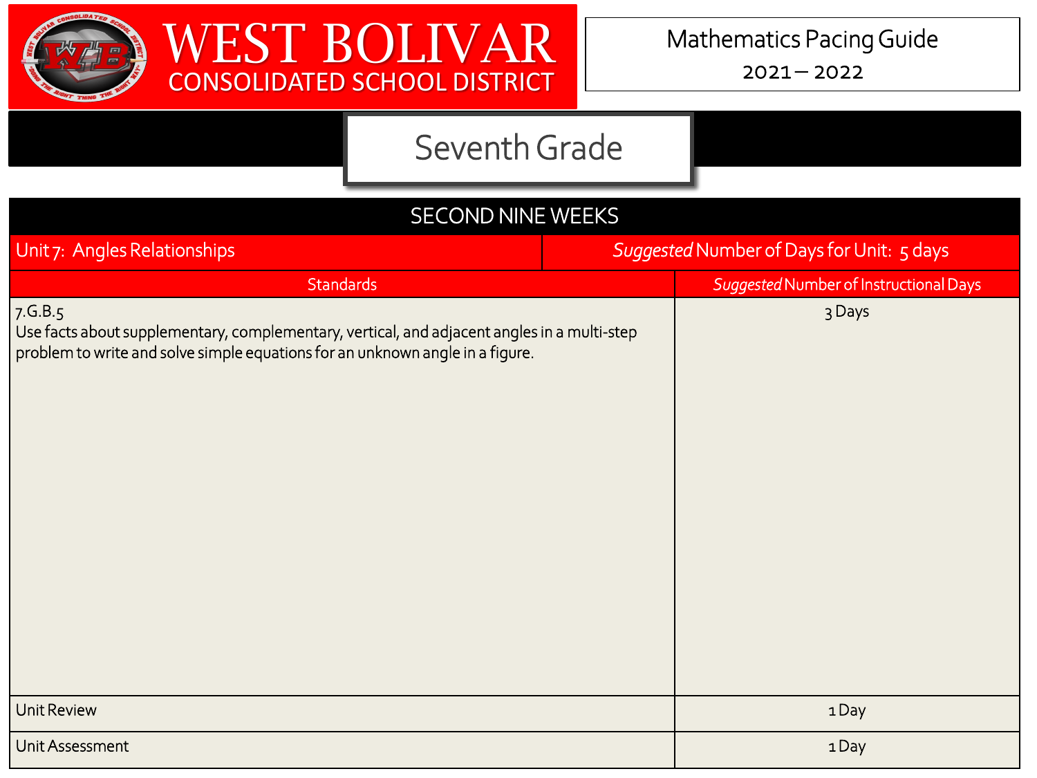# WEST BOLIVAR CONSOLIDATED SCHOOL DISTRICT

Mathematics Pacing Guide

2021 – 2022

## Seventh Grade

| SECOND NINE WEEKS | |
|---|---|
| Unit 7: Angles Relationships | *Suggested* Number of Days for Unit: 5 days |
| **Standards** | ***Suggested* Number of Instructional Days** |
| 7.G.B.5<br>Use facts about supplementary, complementary, vertical, and adjacent angles in a multi-step problem to write and solve simple equations for an unknown angle in a figure. | 3 Days |
| Unit Review | 1 Day |
| Unit Assessment | 1 Day |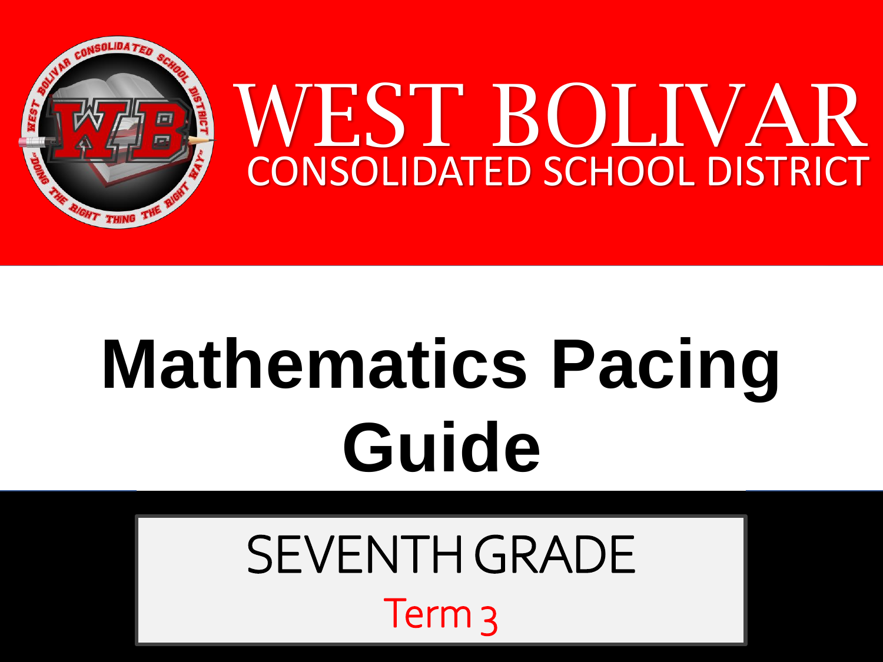# WEST BOLIVAR

## CONSOLIDATED SCHOOL DISTRICT

# Mathematics Pacing Guide

## SEVENTH GRADE

Term 3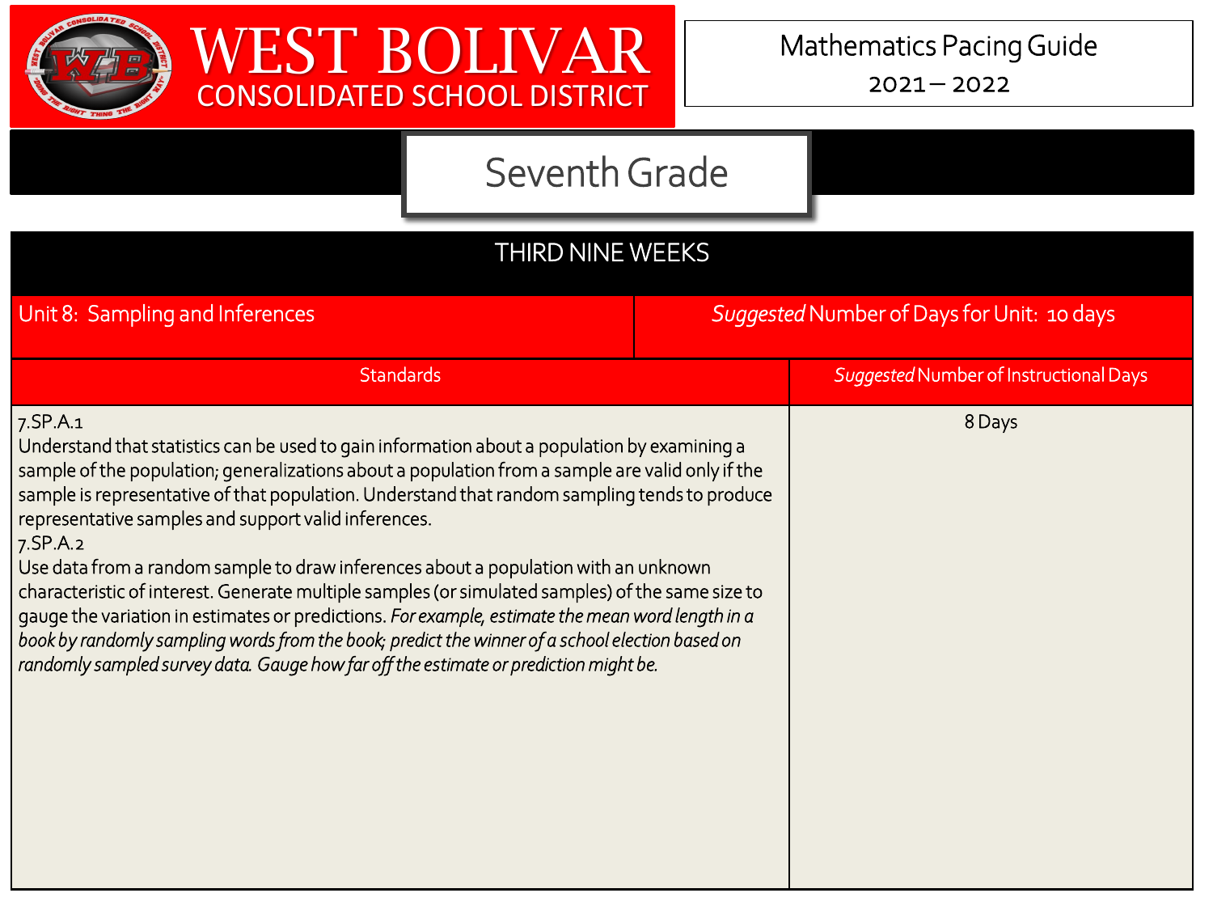# WEST BOLIVAR CONSOLIDATED SCHOOL DISTRICT

Mathematics Pacing Guide
2021 – 2022

## Seventh Grade

### THIRD NINE WEEKS

| Unit 8: Sampling and Inferences | *Suggested* Number of Days for Unit: 10 days |
|---|---|
| **Standards** | ***Suggested* Number of Instructional Days** |
| 7.SP.A.1<br>Understand that statistics can be used to gain information about a population by examining a sample of the population; generalizations about a population from a sample are valid only if the sample is representative of that population. Understand that random sampling tends to produce representative samples and support valid inferences.<br>7.SP.A.2<br>Use data from a random sample to draw inferences about a population with an unknown characteristic of interest. Generate multiple samples (or simulated samples) of the same size to gauge the variation in estimates or predictions. *For example, estimate the mean word length in a book by randomly sampling words from the book; predict the winner of a school election based on randomly sampled survey data. Gauge how far off the estimate or prediction might be.* | 8 Days |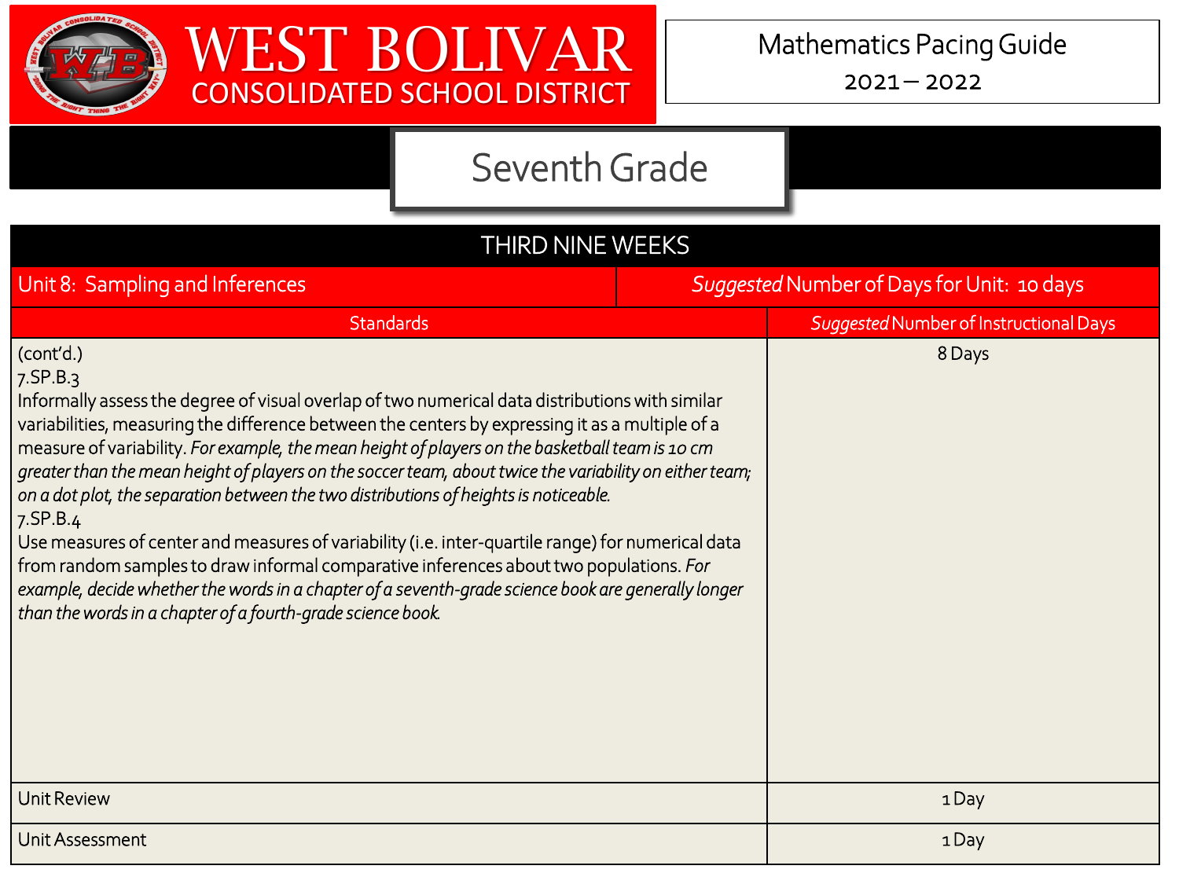# WEST BOLIVAR CONSOLIDATED SCHOOL DISTRICT

Mathematics Pacing Guide
2021 – 2022

## Seventh Grade

| THIRD NINE WEEKS | |
|---|---|
| Unit 8: Sampling and Inferences | *Suggested* Number of Days for Unit: 10 days |
| **Standards** | ***Suggested* Number of Instructional Days** |
| (cont'd.)<br>7.SP.B.3<br>Informally assess the degree of visual overlap of two numerical data distributions with similar variabilities, measuring the difference between the centers by expressing it as a multiple of a measure of variability. *For example, the mean height of players on the basketball team is 10 cm greater than the mean height of players on the soccer team, about twice the variability on either team; on a dot plot, the separation between the two distributions of heights is noticeable.*<br>7.SP.B.4<br>Use measures of center and measures of variability (i.e. inter-quartile range) for numerical data from random samples to draw informal comparative inferences about two populations. *For example, decide whether the words in a chapter of a seventh-grade science book are generally longer than the words in a chapter of a fourth-grade science book.* | 8 Days |
| Unit Review | 1 Day |
| Unit Assessment | 1 Day |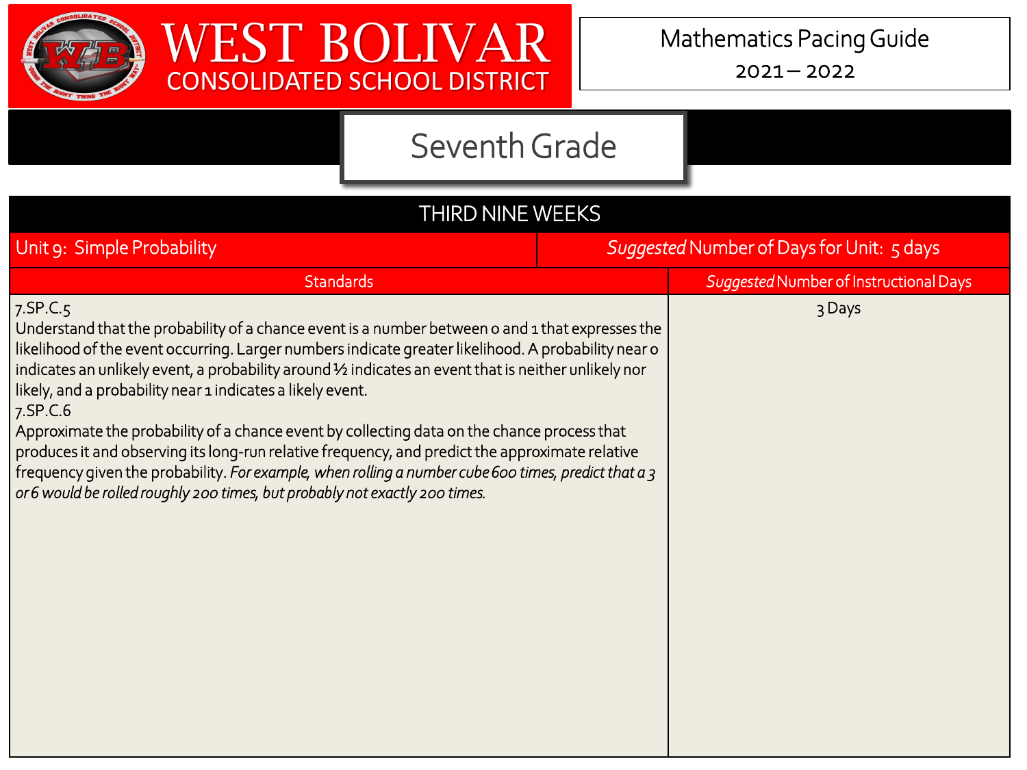# WEST BOLIVAR CONSOLIDATED SCHOOL DISTRICT

Mathematics Pacing Guide
2021 – 2022

## Seventh Grade

| THIRD NINE WEEKS | |
|---|---|
| Unit 9: Simple Probability | *Suggested* Number of Days for Unit: 5 days |
| Standards | *Suggested* Number of Instructional Days |
| 7.SP.C.5<br>Understand that the probability of a chance event is a number between 0 and 1 that expresses the likelihood of the event occurring. Larger numbers indicate greater likelihood. A probability near 0 indicates an unlikely event, a probability around ½ indicates an event that is neither unlikely nor likely, and a probability near 1 indicates a likely event.<br>7.SP.C.6<br>Approximate the probability of a chance event by collecting data on the chance process that produces it and observing its long-run relative frequency, and predict the approximate relative frequency given the probability. *For example, when rolling a number cube 600 times, predict that a 3 or 6 would be rolled roughly 200 times, but probably not exactly 200 times.* | 3 Days |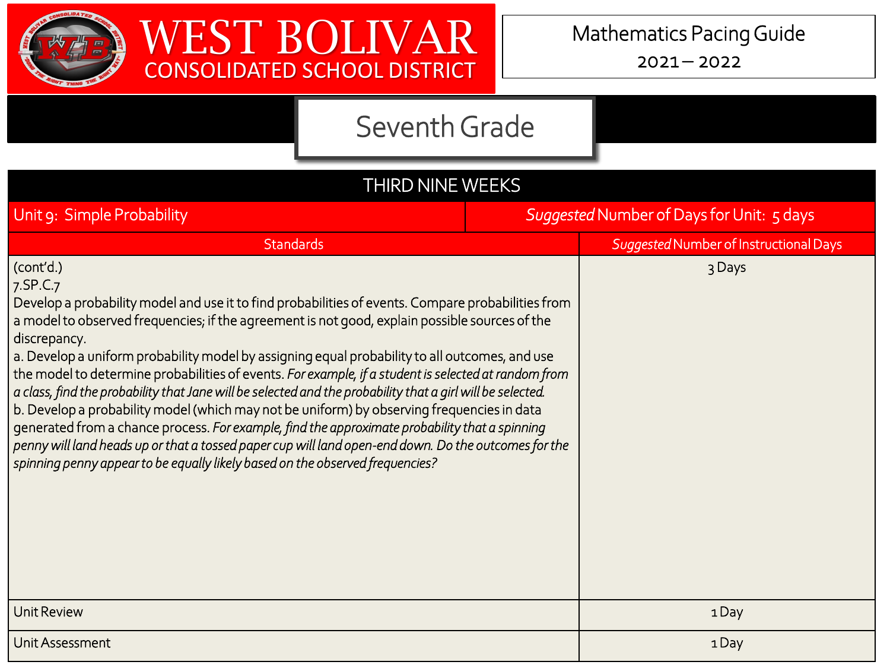# WEST BOLIVAR CONSOLIDATED SCHOOL DISTRICT

Mathematics Pacing Guide
2021 – 2022

## Seventh Grade

| THIRD NINE WEEKS | |
|---|---|
| Unit 9: Simple Probability | *Suggested* Number of Days for Unit: 5 days |
| **Standards** | ***Suggested* Number of Instructional Days** |
| (cont'd.)<br>7.SP.C.7<br>Develop a probability model and use it to find probabilities of events. Compare probabilities from a model to observed frequencies; if the agreement is not good, explain possible sources of the discrepancy.<br>a. Develop a uniform probability model by assigning equal probability to all outcomes, and use the model to determine probabilities of events. *For example, if a student is selected at random from a class, find the probability that Jane will be selected and the probability that a girl will be selected.*<br>b. Develop a probability model (which may not be uniform) by observing frequencies in data generated from a chance process. *For example, find the approximate probability that a spinning penny will land heads up or that a tossed paper cup will land open-end down. Do the outcomes for the spinning penny appear to be equally likely based on the observed frequencies?* | 3 Days |
| Unit Review | 1 Day |
| Unit Assessment | 1 Day |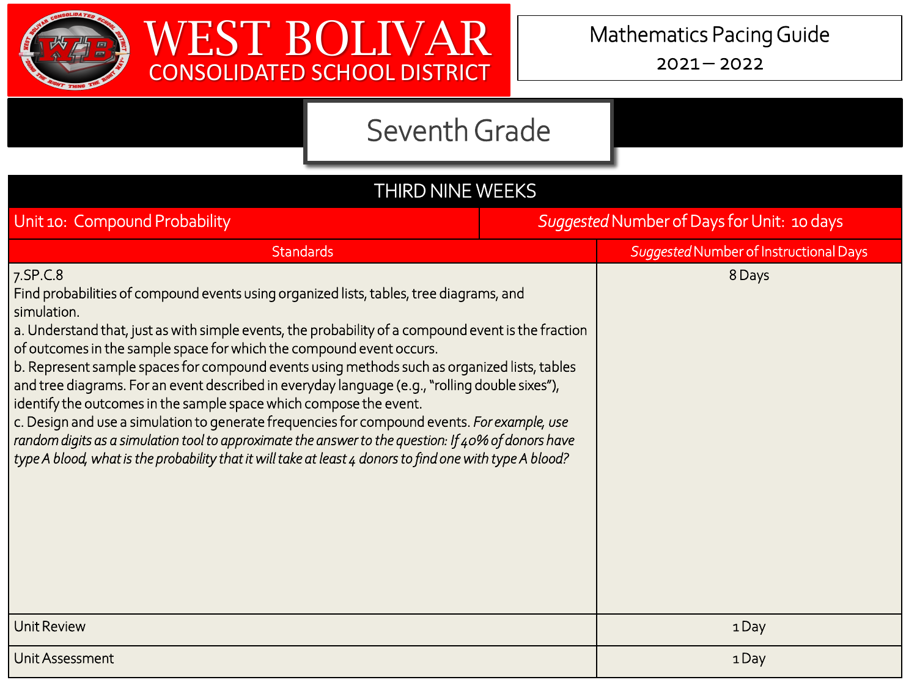# WEST BOLIVAR CONSOLIDATED SCHOOL DISTRICT

Mathematics Pacing Guide
2021 – 2022

## Seventh Grade

| THIRD NINE WEEKS | |
|---|---|
| Unit 10: Compound Probability | *Suggested* Number of Days for Unit: 10 days |
| Standards | *Suggested* Number of Instructional Days |
| 7.SP.C.8<br>Find probabilities of compound events using organized lists, tables, tree diagrams, and simulation.<br>a. Understand that, just as with simple events, the probability of a compound event is the fraction of outcomes in the sample space for which the compound event occurs.<br>b. Represent sample spaces for compound events using methods such as organized lists, tables and tree diagrams. For an event described in everyday language (e.g., "rolling double sixes"), identify the outcomes in the sample space which compose the event.<br>c. Design and use a simulation to generate frequencies for compound events. *For example, use random digits as a simulation tool to approximate the answer to the question: If 40% of donors have type A blood, what is the probability that it will take at least 4 donors to find one with type A blood?* | 8 Days |
| Unit Review | 1 Day |
| Unit Assessment | 1 Day |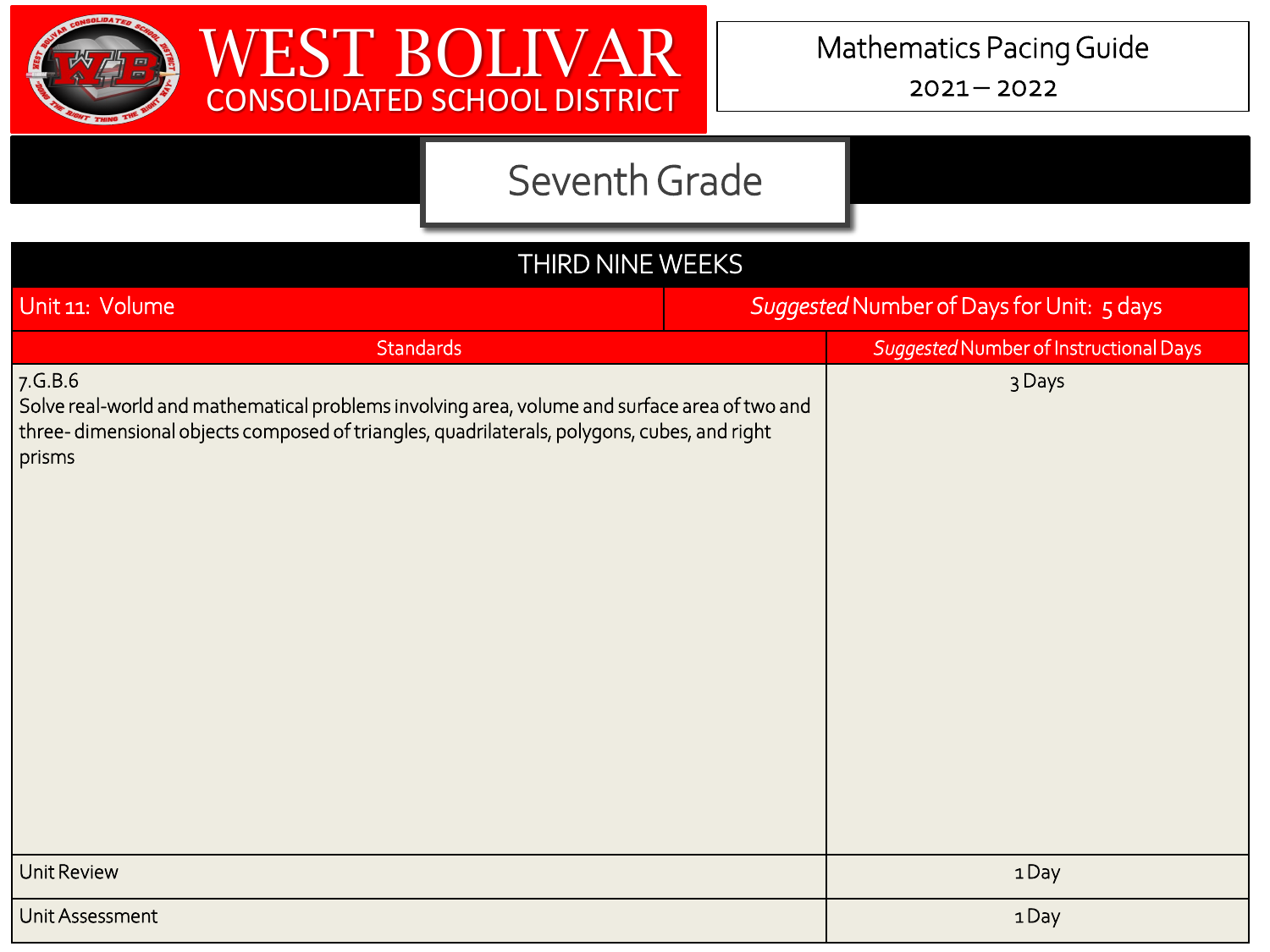# WEST BOLIVAR CONSOLIDATED SCHOOL DISTRICT

Mathematics Pacing Guide

2021 – 2022

## Seventh Grade

| THIRD NINE WEEKS | |
|---|---|
| Unit 11: Volume | *Suggested* Number of Days for Unit: 5 days |
| Standards | *Suggested* Number of Instructional Days |
| 7.G.B.6<br>Solve real-world and mathematical problems involving area, volume and surface area of two and three- dimensional objects composed of triangles, quadrilaterals, polygons, cubes, and right prisms | 3 Days |
| Unit Review | 1 Day |
| Unit Assessment | 1 Day |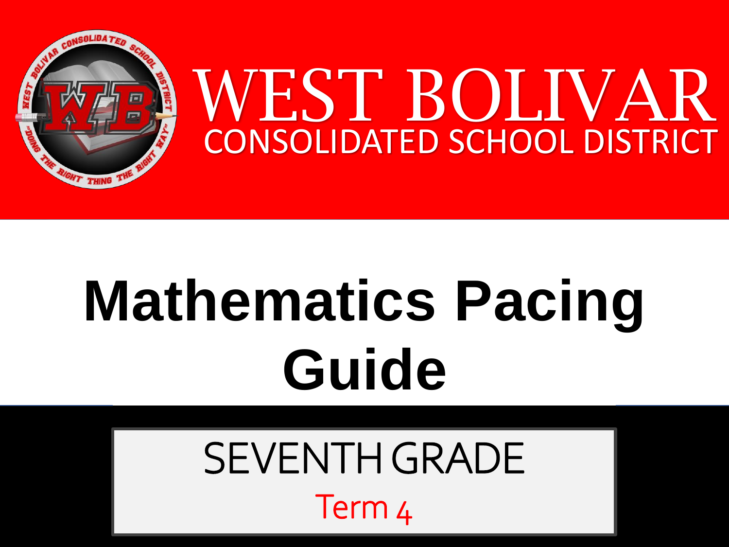# WEST BOLIVAR

## CONSOLIDATED SCHOOL DISTRICT

# Mathematics Pacing Guide

## SEVENTH GRADE

Term 4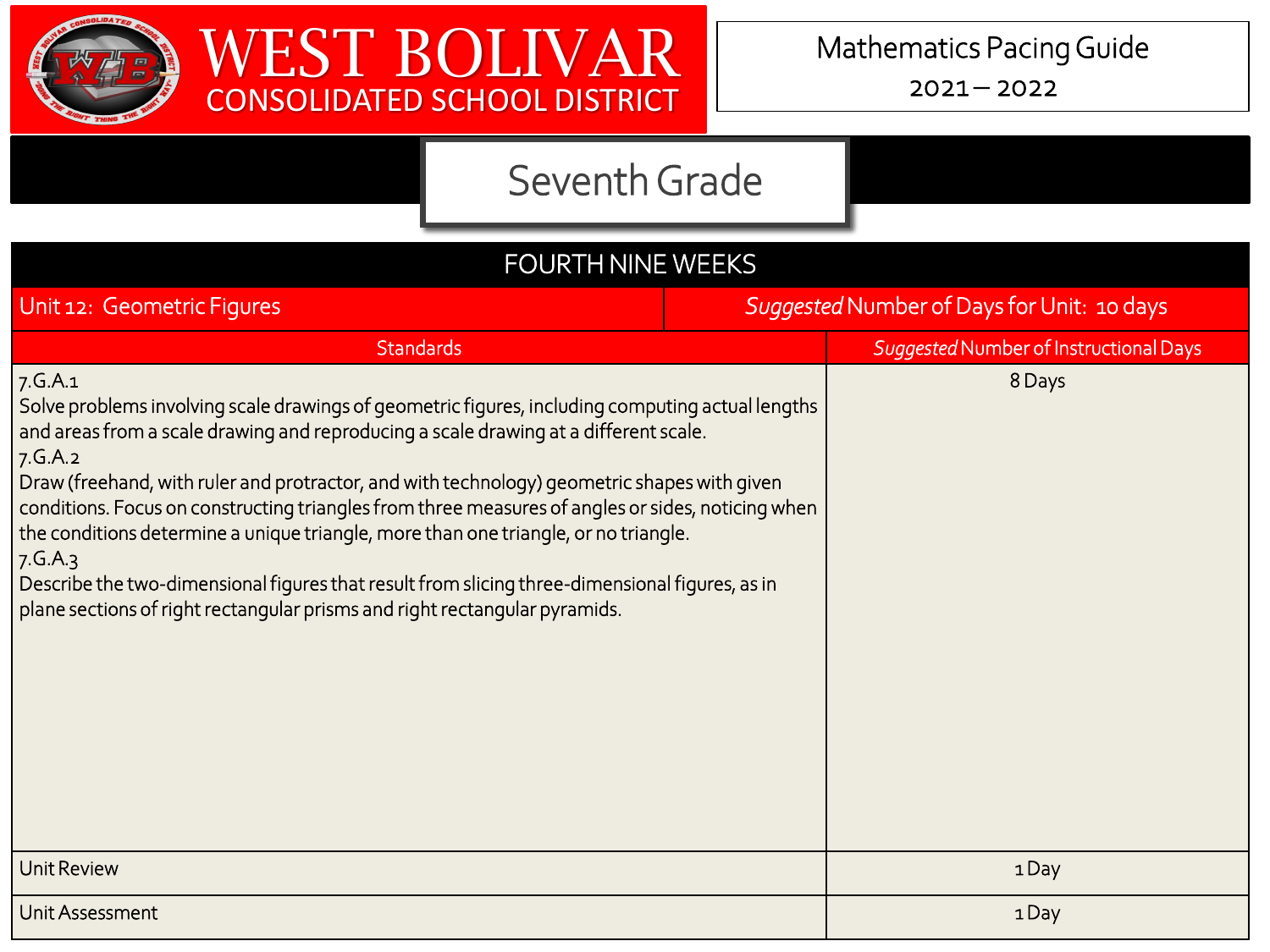# WEST BOLIVAR
## CONSOLIDATED SCHOOL DISTRICT

Mathematics Pacing Guide
2021 – 2022

## Seventh Grade

| FOURTH NINE WEEKS | |
|---|---|
| Unit 12: Geometric Figures | *Suggested* Number of Days for Unit: 10 days |
| Standards | *Suggested* Number of Instructional Days |
| 7.G.A.1<br>Solve problems involving scale drawings of geometric figures, including computing actual lengths and areas from a scale drawing and reproducing a scale drawing at a different scale.<br>7.G.A.2<br>Draw (freehand, with ruler and protractor, and with technology) geometric shapes with given conditions. Focus on constructing triangles from three measures of angles or sides, noticing when the conditions determine a unique triangle, more than one triangle, or no triangle.<br>7.G.A.3<br>Describe the two-dimensional figures that result from slicing three-dimensional figures, as in plane sections of right rectangular prisms and right rectangular pyramids. | 8 Days |
| Unit Review | 1 Day |
| Unit Assessment | 1 Day |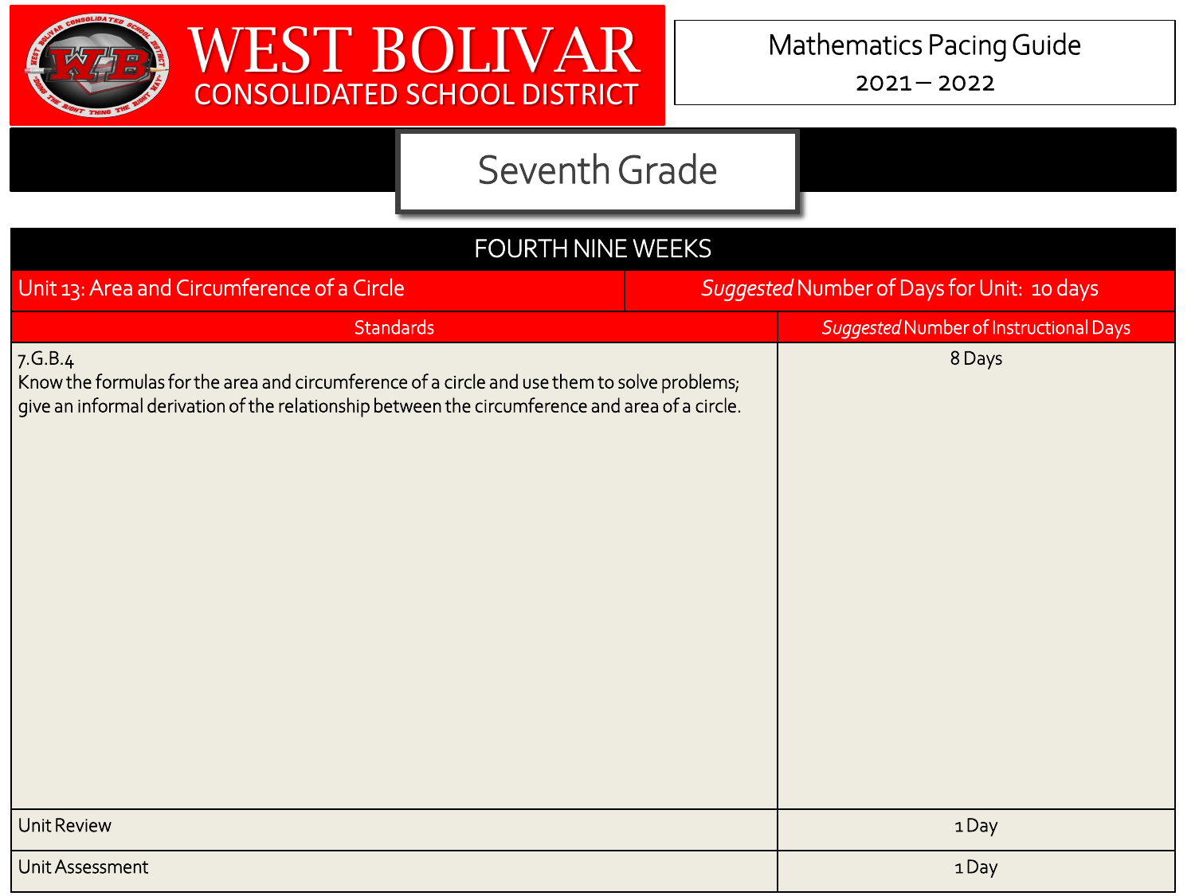# WEST BOLIVAR CONSOLIDATED SCHOOL DISTRICT

Mathematics Pacing Guide
2021 – 2022

## Seventh Grade

| FOURTH NINE WEEKS | |
|---|---|
| Unit 13: Area and Circumference of a Circle | *Suggested* Number of Days for Unit: 10 days |
| **Standards** | ***Suggested*** **Number of Instructional Days** |
| 7.G.B.4<br>Know the formulas for the area and circumference of a circle and use them to solve problems; give an informal derivation of the relationship between the circumference and area of a circle. | 8 Days |
| Unit Review | 1 Day |
| Unit Assessment | 1 Day |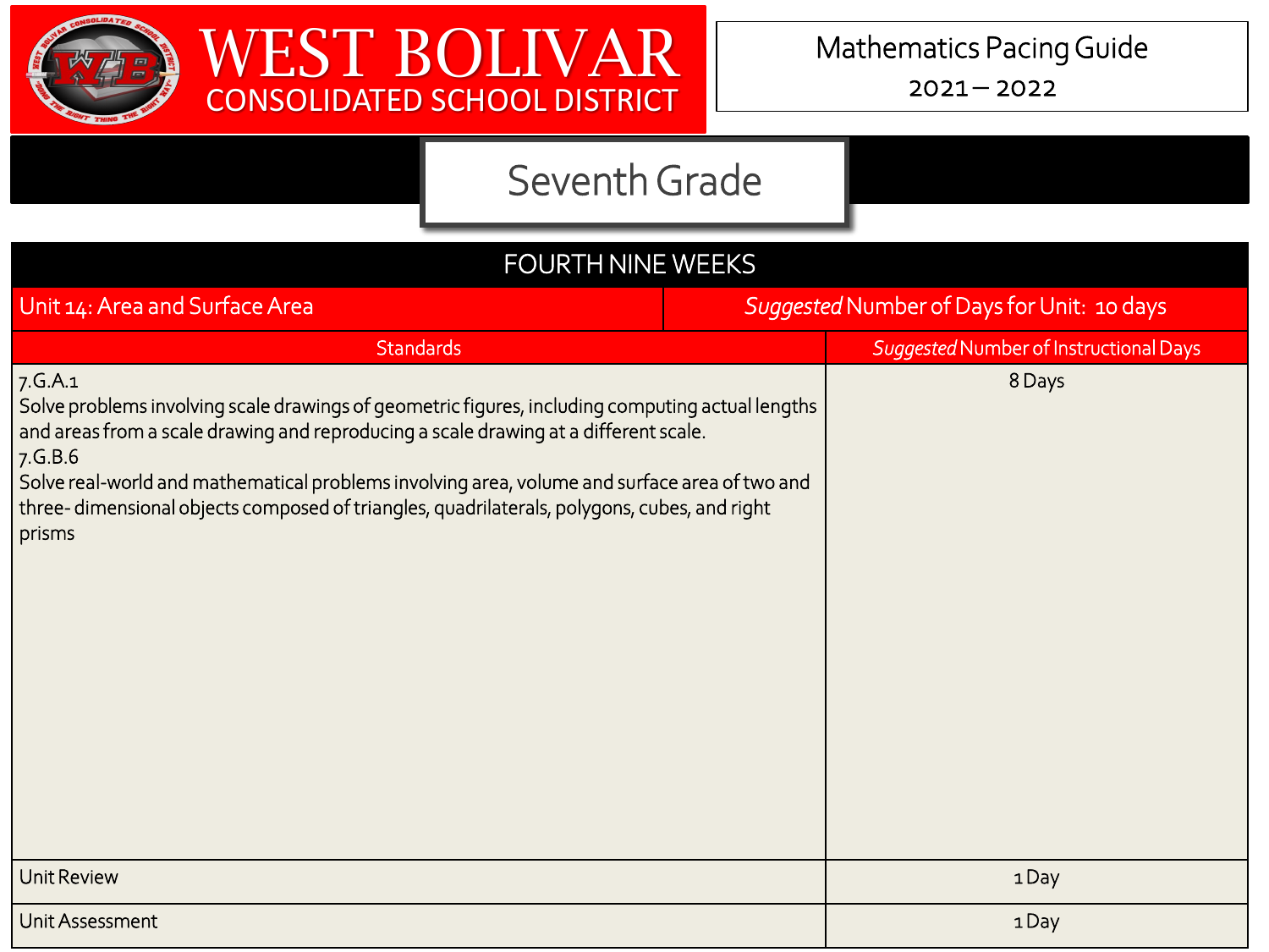# WEST BOLIVAR CONSOLIDATED SCHOOL DISTRICT

Mathematics Pacing Guide

2021 – 2022

## Seventh Grade

| FOURTH NINE WEEKS | |
|---|---|
| Unit 14: Area and Surface Area | *Suggested* Number of Days for Unit: 10 days |
| **Standards** | ***Suggested* Number of Instructional Days** |
| 7.G.A.1<br>Solve problems involving scale drawings of geometric figures, including computing actual lengths and areas from a scale drawing and reproducing a scale drawing at a different scale.<br>7.G.B.6<br>Solve real-world and mathematical problems involving area, volume and surface area of two and three- dimensional objects composed of triangles, quadrilaterals, polygons, cubes, and right prisms | 8 Days |
| Unit Review | 1 Day |
| Unit Assessment | 1 Day |